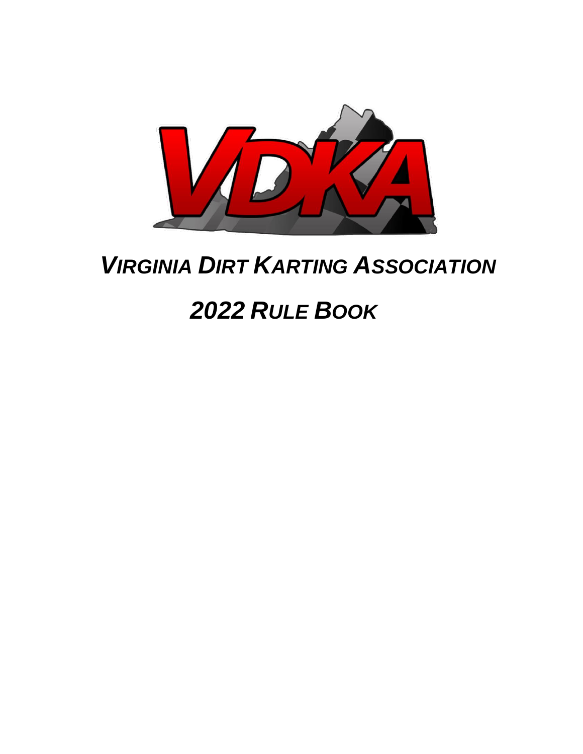# VDKA

# *VIRGINIA DIRT KARTING ASSOCIATION*

## *2022 RULE BOOK*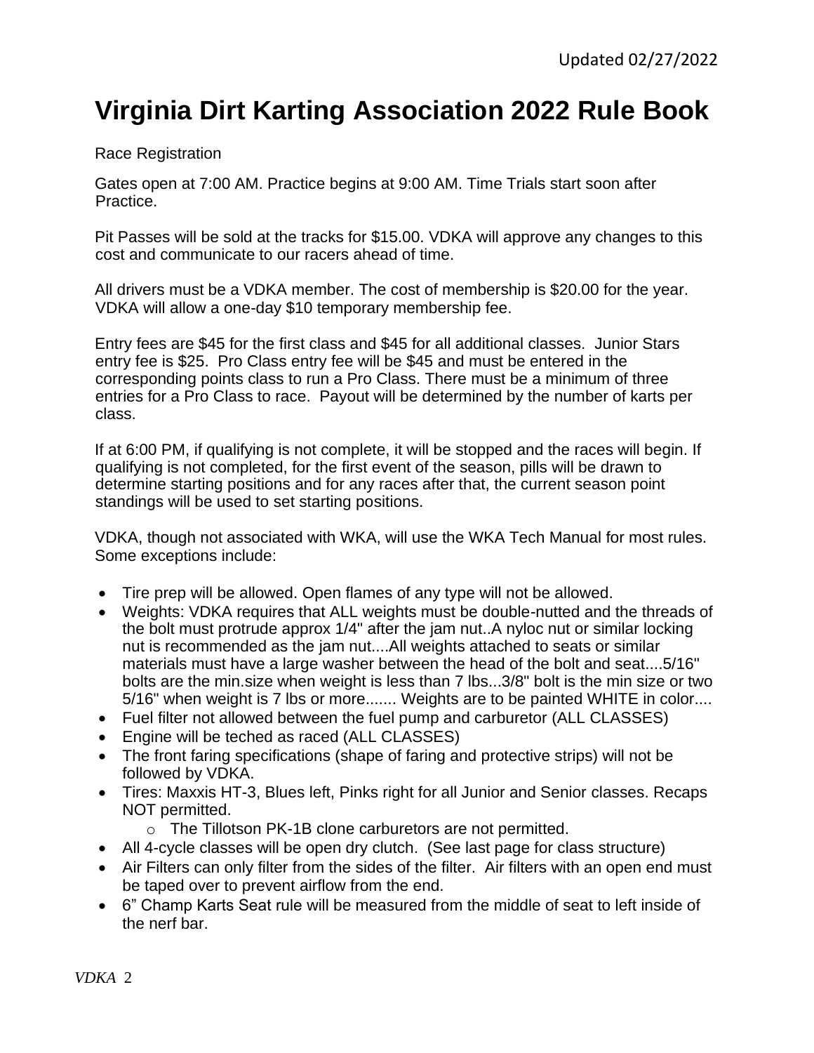Updated 02/27/2022

# Virginia Dirt Karting Association 2022 Rule Book

Race Registration

Gates open at 7:00 AM. Practice begins at 9:00 AM. Time Trials start soon after Practice.

Pit Passes will be sold at the tracks for $15.00. VDKA will approve any changes to this cost and communicate to our racers ahead of time.

All drivers must be a VDKA member. The cost of membership is $20.00 for the year. VDKA will allow a one-day $10 temporary membership fee.

Entry fees are $45 for the first class and $45 for all additional classes. Junior Stars entry fee is $25. Pro Class entry fee will be $45 and must be entered in the corresponding points class to run a Pro Class. There must be a minimum of three entries for a Pro Class to race. Payout will be determined by the number of karts per class.

If at 6:00 PM, if qualifying is not complete, it will be stopped and the races will begin. If qualifying is not completed, for the first event of the season, pills will be drawn to determine starting positions and for any races after that, the current season point standings will be used to set starting positions.

VDKA, though not associated with WKA, will use the WKA Tech Manual for most rules. Some exceptions include:

- Tire prep will be allowed. Open flames of any type will not be allowed.
- Weights: VDKA requires that ALL weights must be double-nutted and the threads of the bolt must protrude approx 1/4" after the jam nut..A nyloc nut or similar locking nut is recommended as the jam nut....All weights attached to seats or similar materials must have a large washer between the head of the bolt and seat....5/16" bolts are the min.size when weight is less than 7 lbs...3/8" bolt is the min size or two 5/16" when weight is 7 lbs or more....... Weights are to be painted WHITE in color....
- Fuel filter not allowed between the fuel pump and carburetor (ALL CLASSES)
- Engine will be teched as raced (ALL CLASSES)
- The front faring specifications (shape of faring and protective strips) will not be followed by VDKA.
- Tires: Maxxis HT-3, Blues left, Pinks right for all Junior and Senior classes. Recaps NOT permitted.
  - The Tillotson PK-1B clone carburetors are not permitted.
- All 4-cycle classes will be open dry clutch. (See last page for class structure)
- Air Filters can only filter from the sides of the filter. Air filters with an open end must be taped over to prevent airflow from the end.
- 6" Champ Karts Seat rule will be measured from the middle of seat to left inside of the nerf bar.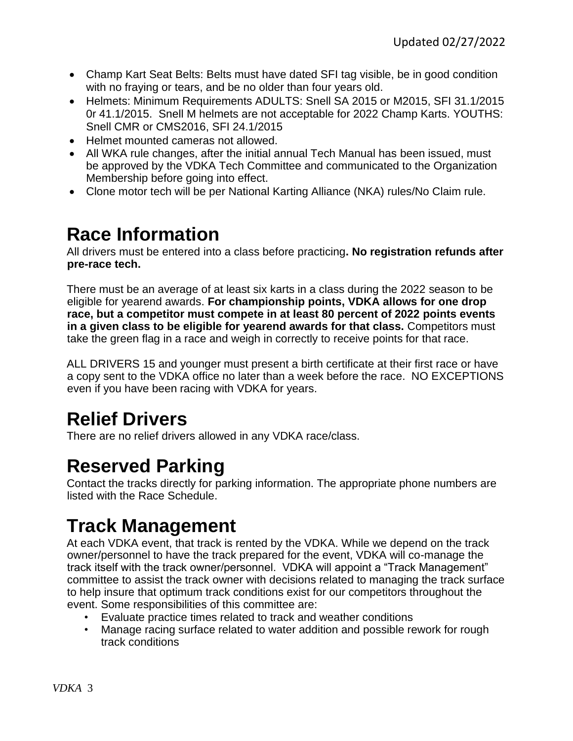- Champ Kart Seat Belts: Belts must have dated SFI tag visible, be in good condition with no fraying or tears, and be no older than four years old.
- Helmets: Minimum Requirements ADULTS: Snell SA 2015 or M2015, SFI 31.1/2015 0r 41.1/2015. Snell M helmets are not acceptable for 2022 Champ Karts. YOUTHS: Snell CMR or CMS2016, SFI 24.1/2015
- Helmet mounted cameras not allowed.
- All WKA rule changes, after the initial annual Tech Manual has been issued, must be approved by the VDKA Tech Committee and communicated to the Organization Membership before going into effect.
- Clone motor tech will be per National Karting Alliance (NKA) rules/No Claim rule.

# Race Information

All drivers must be entered into a class before practicing**. No registration refunds after pre-race tech.**

There must be an average of at least six karts in a class during the 2022 season to be eligible for yearend awards. **For championship points, VDKA allows for one drop race, but a competitor must compete in at least 80 percent of 2022 points events in a given class to be eligible for yearend awards for that class.** Competitors must take the green flag in a race and weigh in correctly to receive points for that race.

ALL DRIVERS 15 and younger must present a birth certificate at their first race or have a copy sent to the VDKA office no later than a week before the race. NO EXCEPTIONS even if you have been racing with VDKA for years.

# Relief Drivers

There are no relief drivers allowed in any VDKA race/class.

# Reserved Parking

Contact the tracks directly for parking information. The appropriate phone numbers are listed with the Race Schedule.

# Track Management

At each VDKA event, that track is rented by the VDKA. While we depend on the track owner/personnel to have the track prepared for the event, VDKA will co-manage the track itself with the track owner/personnel. VDKA will appoint a "Track Management" committee to assist the track owner with decisions related to managing the track surface to help insure that optimum track conditions exist for our competitors throughout the event. Some responsibilities of this committee are:

- Evaluate practice times related to track and weather conditions
- Manage racing surface related to water addition and possible rework for rough track conditions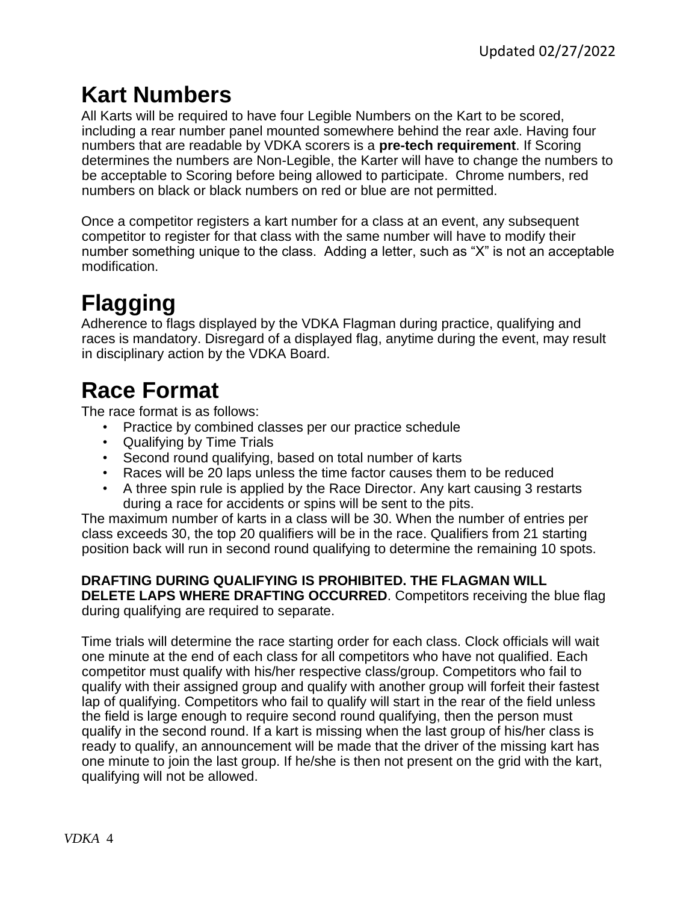# Kart Numbers

All Karts will be required to have four Legible Numbers on the Kart to be scored, including a rear number panel mounted somewhere behind the rear axle. Having four numbers that are readable by VDKA scorers is a **pre-tech requirement**. If Scoring determines the numbers are Non-Legible, the Karter will have to change the numbers to be acceptable to Scoring before being allowed to participate. Chrome numbers, red numbers on black or black numbers on red or blue are not permitted.

Once a competitor registers a kart number for a class at an event, any subsequent competitor to register for that class with the same number will have to modify their number something unique to the class. Adding a letter, such as "X" is not an acceptable modification.

# Flagging

Adherence to flags displayed by the VDKA Flagman during practice, qualifying and races is mandatory. Disregard of a displayed flag, anytime during the event, may result in disciplinary action by the VDKA Board.

# Race Format

The race format is as follows:

- Practice by combined classes per our practice schedule
- Qualifying by Time Trials
- Second round qualifying, based on total number of karts
- Races will be 20 laps unless the time factor causes them to be reduced
- A three spin rule is applied by the Race Director. Any kart causing 3 restarts during a race for accidents or spins will be sent to the pits.

The maximum number of karts in a class will be 30. When the number of entries per class exceeds 30, the top 20 qualifiers will be in the race. Qualifiers from 21 starting position back will run in second round qualifying to determine the remaining 10 spots.

**DRAFTING DURING QUALIFYING IS PROHIBITED. THE FLAGMAN WILL DELETE LAPS WHERE DRAFTING OCCURRED**. Competitors receiving the blue flag during qualifying are required to separate.

Time trials will determine the race starting order for each class. Clock officials will wait one minute at the end of each class for all competitors who have not qualified. Each competitor must qualify with his/her respective class/group. Competitors who fail to qualify with their assigned group and qualify with another group will forfeit their fastest lap of qualifying. Competitors who fail to qualify will start in the rear of the field unless the field is large enough to require second round qualifying, then the person must qualify in the second round. If a kart is missing when the last group of his/her class is ready to qualify, an announcement will be made that the driver of the missing kart has one minute to join the last group. If he/she is then not present on the grid with the kart, qualifying will not be allowed.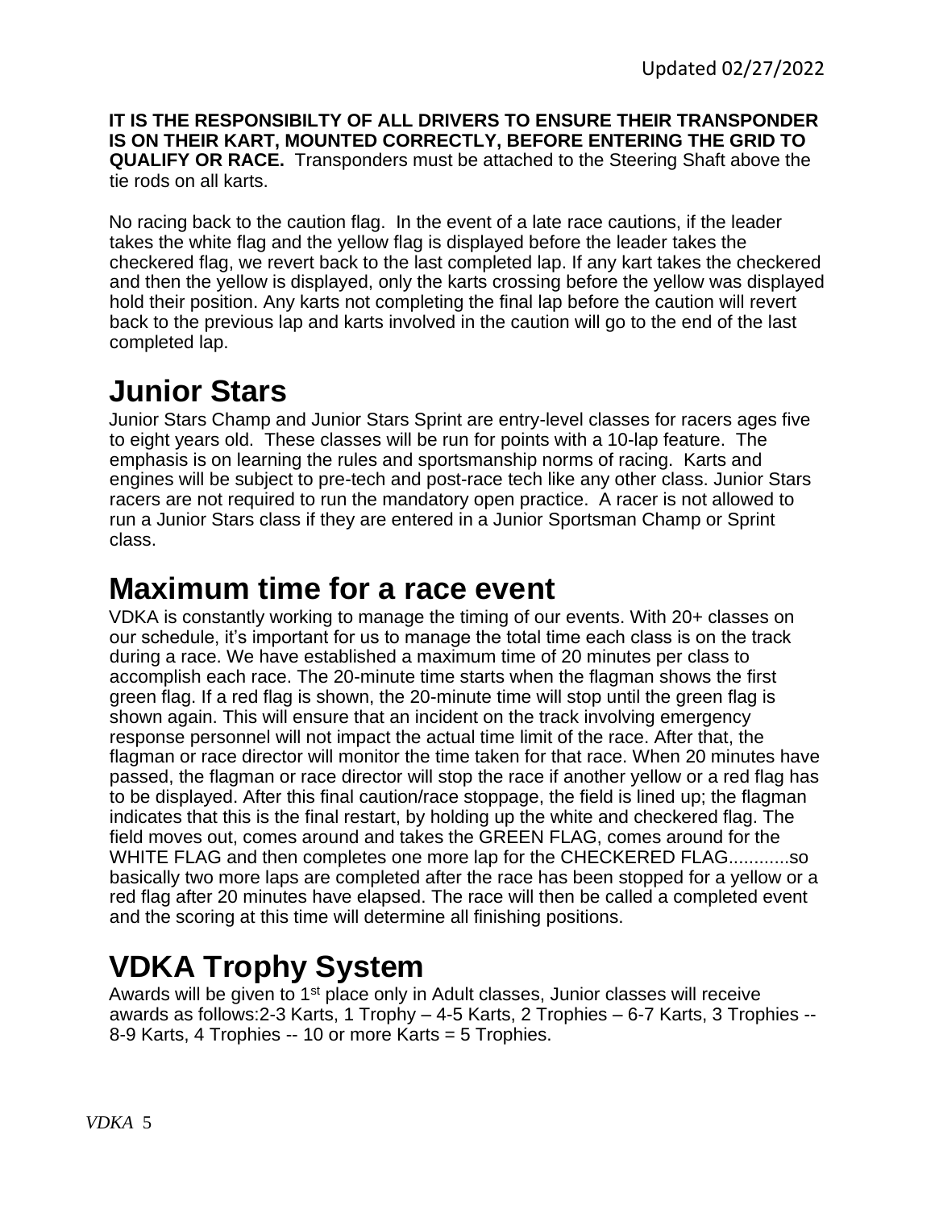**IT IS THE RESPONSIBILTY OF ALL DRIVERS TO ENSURE THEIR TRANSPONDER IS ON THEIR KART, MOUNTED CORRECTLY, BEFORE ENTERING THE GRID TO QUALIFY OR RACE.** Transponders must be attached to the Steering Shaft above the tie rods on all karts.

No racing back to the caution flag. In the event of a late race cautions, if the leader takes the white flag and the yellow flag is displayed before the leader takes the checkered flag, we revert back to the last completed lap. If any kart takes the checkered and then the yellow is displayed, only the karts crossing before the yellow was displayed hold their position. Any karts not completing the final lap before the caution will revert back to the previous lap and karts involved in the caution will go to the end of the last completed lap.

# Junior Stars

Junior Stars Champ and Junior Stars Sprint are entry-level classes for racers ages five to eight years old. These classes will be run for points with a 10-lap feature. The emphasis is on learning the rules and sportsmanship norms of racing. Karts and engines will be subject to pre-tech and post-race tech like any other class. Junior Stars racers are not required to run the mandatory open practice. A racer is not allowed to run a Junior Stars class if they are entered in a Junior Sportsman Champ or Sprint class.

# Maximum time for a race event

VDKA is constantly working to manage the timing of our events. With 20+ classes on our schedule, it's important for us to manage the total time each class is on the track during a race. We have established a maximum time of 20 minutes per class to accomplish each race. The 20-minute time starts when the flagman shows the first green flag. If a red flag is shown, the 20-minute time will stop until the green flag is shown again. This will ensure that an incident on the track involving emergency response personnel will not impact the actual time limit of the race. After that, the flagman or race director will monitor the time taken for that race. When 20 minutes have passed, the flagman or race director will stop the race if another yellow or a red flag has to be displayed. After this final caution/race stoppage, the field is lined up; the flagman indicates that this is the final restart, by holding up the white and checkered flag. The field moves out, comes around and takes the GREEN FLAG, comes around for the WHITE FLAG and then completes one more lap for the CHECKERED FLAG...........so basically two more laps are completed after the race has been stopped for a yellow or a red flag after 20 minutes have elapsed. The race will then be called a completed event and the scoring at this time will determine all finishing positions.

# VDKA Trophy System

Awards will be given to 1st place only in Adult classes, Junior classes will receive awards as follows:2-3 Karts, 1 Trophy – 4-5 Karts, 2 Trophies – 6-7 Karts, 3 Trophies -- 8-9 Karts, 4 Trophies -- 10 or more Karts = 5 Trophies.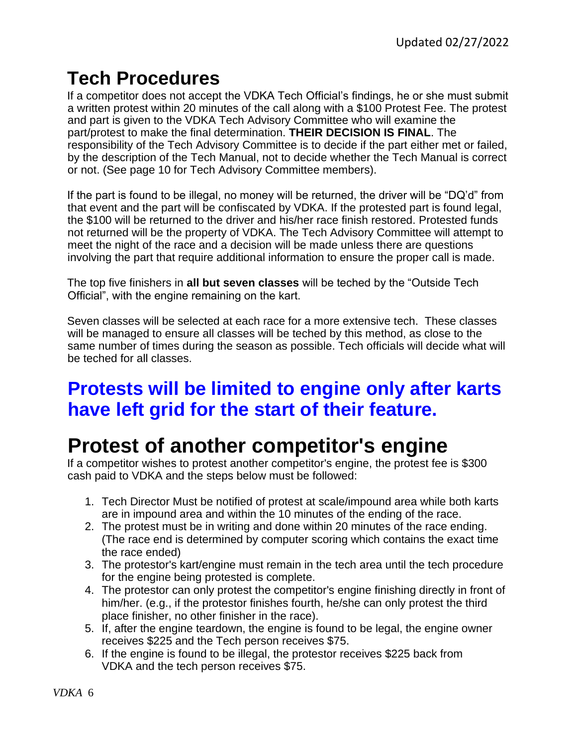Updated 02/27/2022

# Tech Procedures

If a competitor does not accept the VDKA Tech Official's findings, he or she must submit a written protest within 20 minutes of the call along with a $100 Protest Fee. The protest and part is given to the VDKA Tech Advisory Committee who will examine the part/protest to make the final determination. **THEIR DECISION IS FINAL**. The responsibility of the Tech Advisory Committee is to decide if the part either met or failed, by the description of the Tech Manual, not to decide whether the Tech Manual is correct or not. (See page 10 for Tech Advisory Committee members).

If the part is found to be illegal, no money will be returned, the driver will be "DQ'd" from that event and the part will be confiscated by VDKA. If the protested part is found legal, the $100 will be returned to the driver and his/her race finish restored. Protested funds not returned will be the property of VDKA. The Tech Advisory Committee will attempt to meet the night of the race and a decision will be made unless there are questions involving the part that require additional information to ensure the proper call is made.

The top five finishers in **all but seven classes** will be teched by the "Outside Tech Official", with the engine remaining on the kart.

Seven classes will be selected at each race for a more extensive tech. These classes will be managed to ensure all classes will be teched by this method, as close to the same number of times during the season as possible. Tech officials will decide what will be teched for all classes.

## Protests will be limited to engine only after karts have left grid for the start of their feature.

# Protest of another competitor's engine

If a competitor wishes to protest another competitor's engine, the protest fee is $300 cash paid to VDKA and the steps below must be followed:

1. Tech Director Must be notified of protest at scale/impound area while both karts are in impound area and within the 10 minutes of the ending of the race.
2. The protest must be in writing and done within 20 minutes of the race ending. (The race end is determined by computer scoring which contains the exact time the race ended)
3. The protestor's kart/engine must remain in the tech area until the tech procedure for the engine being protested is complete.
4. The protestor can only protest the competitor's engine finishing directly in front of him/her. (e.g., if the protestor finishes fourth, he/she can only protest the third place finisher, no other finisher in the race).
5. If, after the engine teardown, the engine is found to be legal, the engine owner receives $225 and the Tech person receives $75.
6. If the engine is found to be illegal, the protestor receives $225 back from VDKA and the tech person receives $75.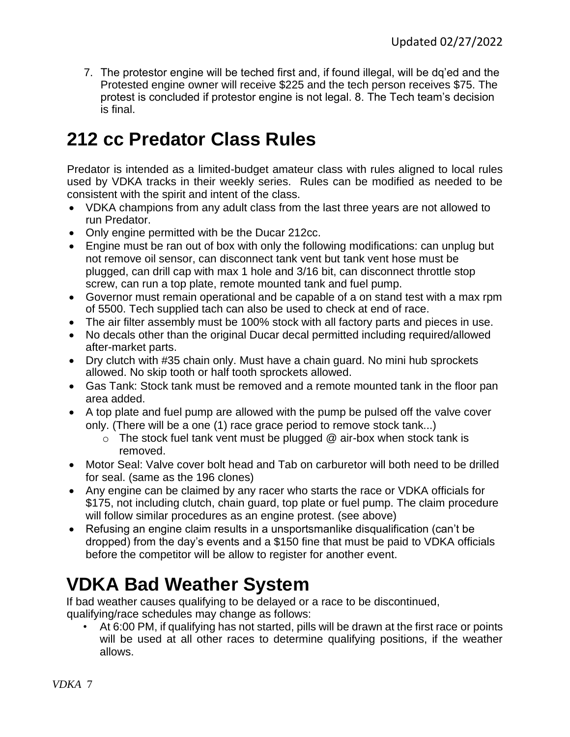7. The protestor engine will be teched first and, if found illegal, will be dq'ed and the Protested engine owner will receive $225 and the tech person receives $75. The protest is concluded if protestor engine is not legal. 8. The Tech team's decision is final.

# 212 cc Predator Class Rules

Predator is intended as a limited-budget amateur class with rules aligned to local rules used by VDKA tracks in their weekly series. Rules can be modified as needed to be consistent with the spirit and intent of the class.

- VDKA champions from any adult class from the last three years are not allowed to run Predator.
- Only engine permitted with be the Ducar 212cc.
- Engine must be ran out of box with only the following modifications: can unplug but not remove oil sensor, can disconnect tank vent but tank vent hose must be plugged, can drill cap with max 1 hole and 3/16 bit, can disconnect throttle stop screw, can run a top plate, remote mounted tank and fuel pump.
- Governor must remain operational and be capable of a on stand test with a max rpm of 5500. Tech supplied tach can also be used to check at end of race.
- The air filter assembly must be 100% stock with all factory parts and pieces in use.
- No decals other than the original Ducar decal permitted including required/allowed after-market parts.
- Dry clutch with #35 chain only. Must have a chain guard. No mini hub sprockets allowed. No skip tooth or half tooth sprockets allowed.
- Gas Tank: Stock tank must be removed and a remote mounted tank in the floor pan area added.
- A top plate and fuel pump are allowed with the pump be pulsed off the valve cover only. (There will be a one (1) race grace period to remove stock tank...)
  - The stock fuel tank vent must be plugged @ air-box when stock tank is removed.
- Motor Seal: Valve cover bolt head and Tab on carburetor will both need to be drilled for seal. (same as the 196 clones)
- Any engine can be claimed by any racer who starts the race or VDKA officials for $175, not including clutch, chain guard, top plate or fuel pump. The claim procedure will follow similar procedures as an engine protest. (see above)
- Refusing an engine claim results in a unsportsmanlike disqualification (can't be dropped) from the day's events and a $150 fine that must be paid to VDKA officials before the competitor will be allow to register for another event.

# VDKA Bad Weather System

If bad weather causes qualifying to be delayed or a race to be discontinued, qualifying/race schedules may change as follows:

- At 6:00 PM, if qualifying has not started, pills will be drawn at the first race or points will be used at all other races to determine qualifying positions, if the weather allows.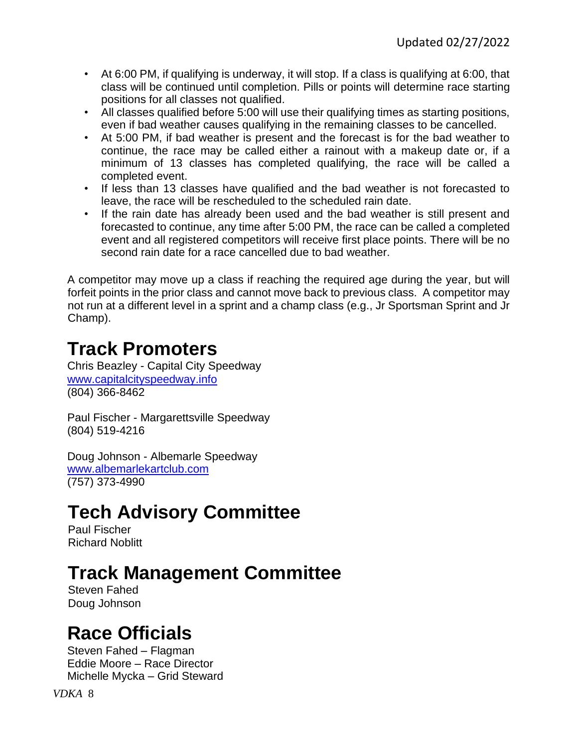- At 6:00 PM, if qualifying is underway, it will stop. If a class is qualifying at 6:00, that class will be continued until completion. Pills or points will determine race starting positions for all classes not qualified.
- All classes qualified before 5:00 will use their qualifying times as starting positions, even if bad weather causes qualifying in the remaining classes to be cancelled.
- At 5:00 PM, if bad weather is present and the forecast is for the bad weather to continue, the race may be called either a rainout with a makeup date or, if a minimum of 13 classes has completed qualifying, the race will be called a completed event.
- If less than 13 classes have qualified and the bad weather is not forecasted to leave, the race will be rescheduled to the scheduled rain date.
- If the rain date has already been used and the bad weather is still present and forecasted to continue, any time after 5:00 PM, the race can be called a completed event and all registered competitors will receive first place points. There will be no second rain date for a race cancelled due to bad weather.

A competitor may move up a class if reaching the required age during the year, but will forfeit points in the prior class and cannot move back to previous class. A competitor may not run at a different level in a sprint and a champ class (e.g., Jr Sportsman Sprint and Jr Champ).

# Track Promoters

Chris Beazley - Capital City Speedway
[www.capitalcityspeedway.info](http://www.capitalcityspeedway.info)
(804) 366-8462

Paul Fischer - Margarettsville Speedway
(804) 519-4216

Doug Johnson - Albemarle Speedway
[www.albemarlekartclub.com](http://www.albemarlekartclub.com)
(757) 373-4990

# Tech Advisory Committee

Paul Fischer
Richard Noblitt

# Track Management Committee

Steven Fahed
Doug Johnson

# Race Officials

Steven Fahed – Flagman
Eddie Moore – Race Director
Michelle Mycka – Grid Steward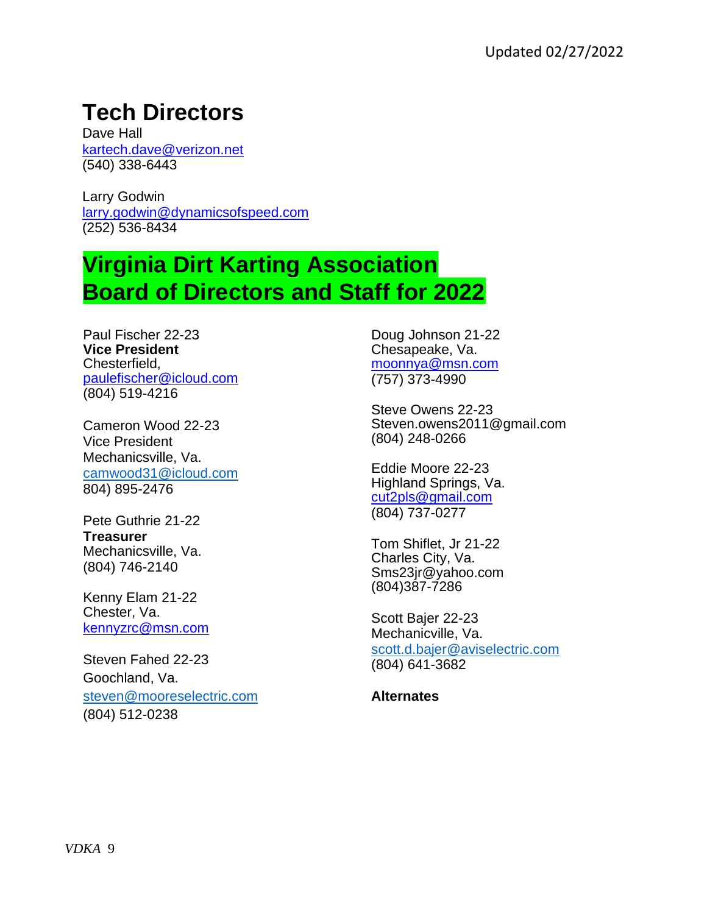Updated 02/27/2022

# Tech Directors

Dave Hall
kartech.dave@verizon.net
(540) 338-6443

Larry Godwin
larry.godwin@dynamicsofspeed.com
(252) 536-8434

# Virginia Dirt Karting Association Board of Directors and Staff for 2022

Paul Fischer 22-23
**Vice President**
Chesterfield,
paulefischer@icloud.com
(804) 519-4216

Cameron Wood 22-23
Vice President
Mechanicsville, Va.
camwood31@icloud.com
804) 895-2476

Pete Guthrie 21-22
**Treasurer**
Mechanicsville, Va.
(804) 746-2140

Kenny Elam 21-22
Chester, Va.
kennyzrc@msn.com

Steven Fahed 22-23
Goochland, Va.
steven@mooreselectric.com
(804) 512-0238

Doug Johnson 21-22
Chesapeake, Va.
moonnya@msn.com
(757) 373-4990

Steve Owens 22-23
Steven.owens2011@gmail.com
(804) 248-0266

Eddie Moore 22-23
Highland Springs, Va.
cut2pls@gmail.com
(804) 737-0277

Tom Shiflet, Jr 21-22
Charles City, Va.
Sms23jr@yahoo.com
(804)387-7286

Scott Bajer 22-23
Mechanicville, Va.
scott.d.bajer@aviselectric.com
(804) 641-3682

**Alternates**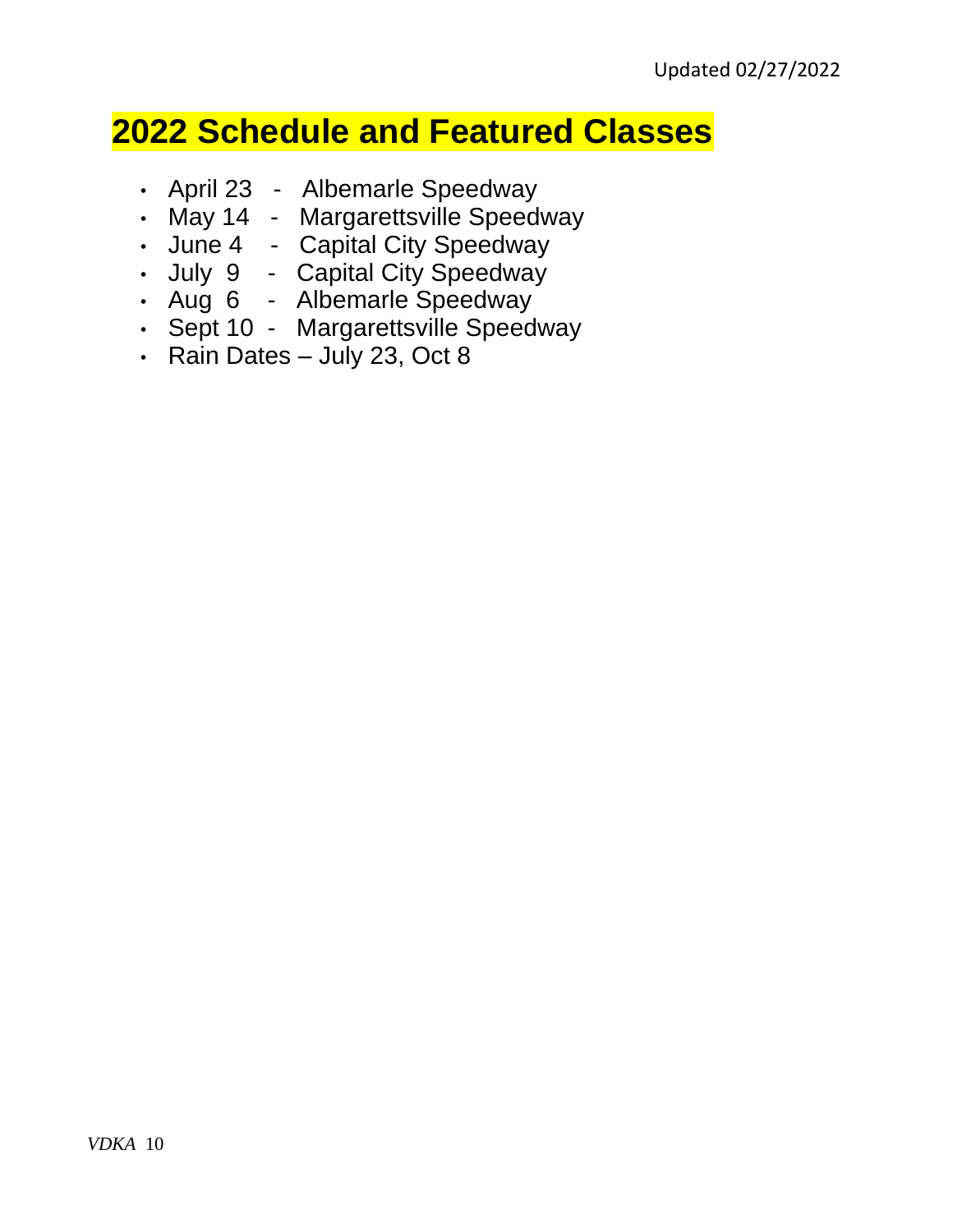Updated 02/27/2022

# 2022 Schedule and Featured Classes

- April 23 - Albemarle Speedway
- May 14 - Margarettsville Speedway
- June 4 - Capital City Speedway
- July 9 - Capital City Speedway
- Aug 6 - Albemarle Speedway
- Sept 10 - Margarettsville Speedway
- Rain Dates – July 23, Oct 8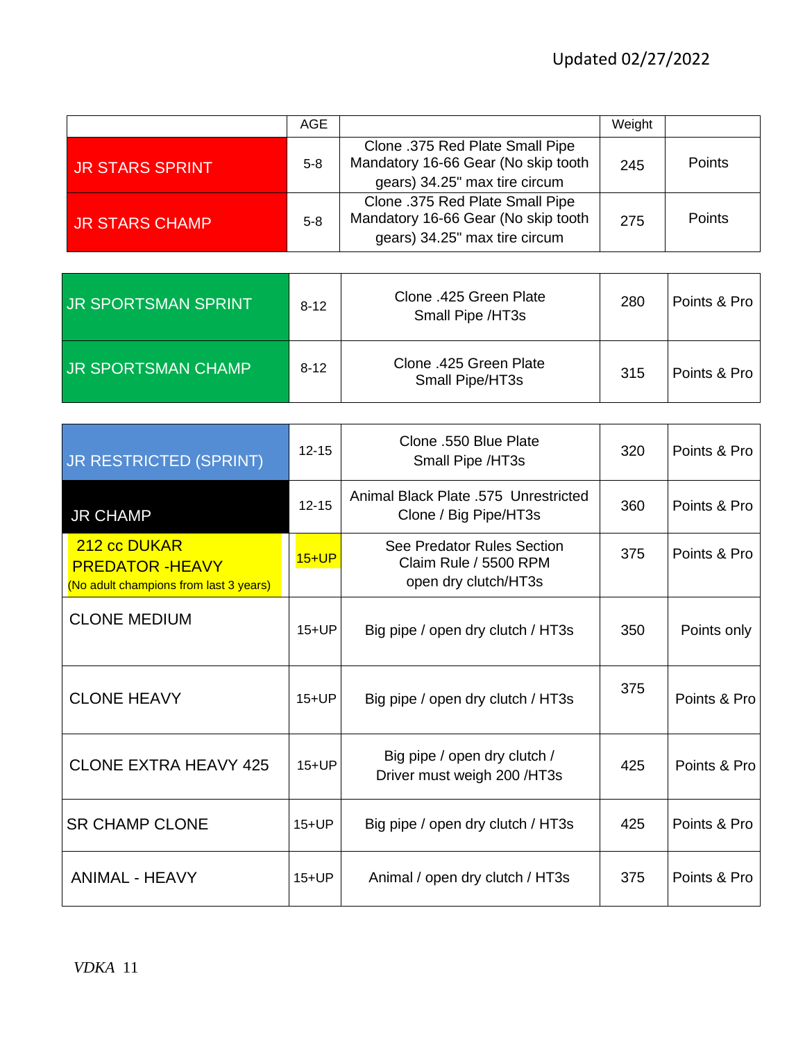Updated 02/27/2022

| | AGE | | Weight | |
|---|---|---|---|---|
| JR STARS SPRINT | 5-8 | Clone .375 Red Plate Small Pipe Mandatory 16-66 Gear (No skip tooth gears) 34.25" max tire circum | 245 | Points |
| JR STARS CHAMP | 5-8 | Clone .375 Red Plate Small Pipe Mandatory 16-66 Gear (No skip tooth gears) 34.25" max tire circum | 275 | Points |
| JR SPORTSMAN SPRINT | 8-12 | Clone .425 Green Plate Small Pipe /HT3s | 280 | Points & Pro |
| JR SPORTSMAN CHAMP | 8-12 | Clone .425 Green Plate Small Pipe/HT3s | 315 | Points & Pro |
| JR RESTRICTED (SPRINT) | 12-15 | Clone .550 Blue Plate Small Pipe /HT3s | 320 | Points & Pro |
| JR CHAMP | 12-15 | Animal Black Plate .575 Unrestricted Clone / Big Pipe/HT3s | 360 | Points & Pro |
| 212 cc DUKAR PREDATOR -HEAVY (No adult champions from last 3 years) | 15+UP | See Predator Rules Section Claim Rule / 5500 RPM open dry clutch/HT3s | 375 | Points & Pro |
| CLONE MEDIUM | 15+UP | Big pipe / open dry clutch / HT3s | 350 | Points only |
| CLONE HEAVY | 15+UP | Big pipe / open dry clutch / HT3s | 375 | Points & Pro |
| CLONE EXTRA HEAVY 425 | 15+UP | Big pipe / open dry clutch / Driver must weigh 200 /HT3s | 425 | Points & Pro |
| SR CHAMP CLONE | 15+UP | Big pipe / open dry clutch / HT3s | 425 | Points & Pro |
| ANIMAL - HEAVY | 15+UP | Animal / open dry clutch / HT3s | 375 | Points & Pro |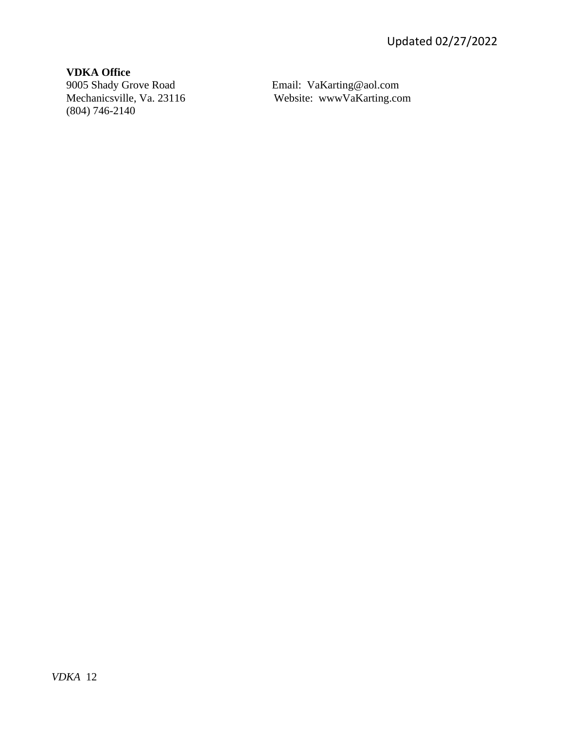Updated 02/27/2022

**VDKA Office**

9005 Shady Grove Road
Mechanicsville, Va. 23116
(804) 746-2140

Email: VaKarting@aol.com
Website: wwwVaKarting.com